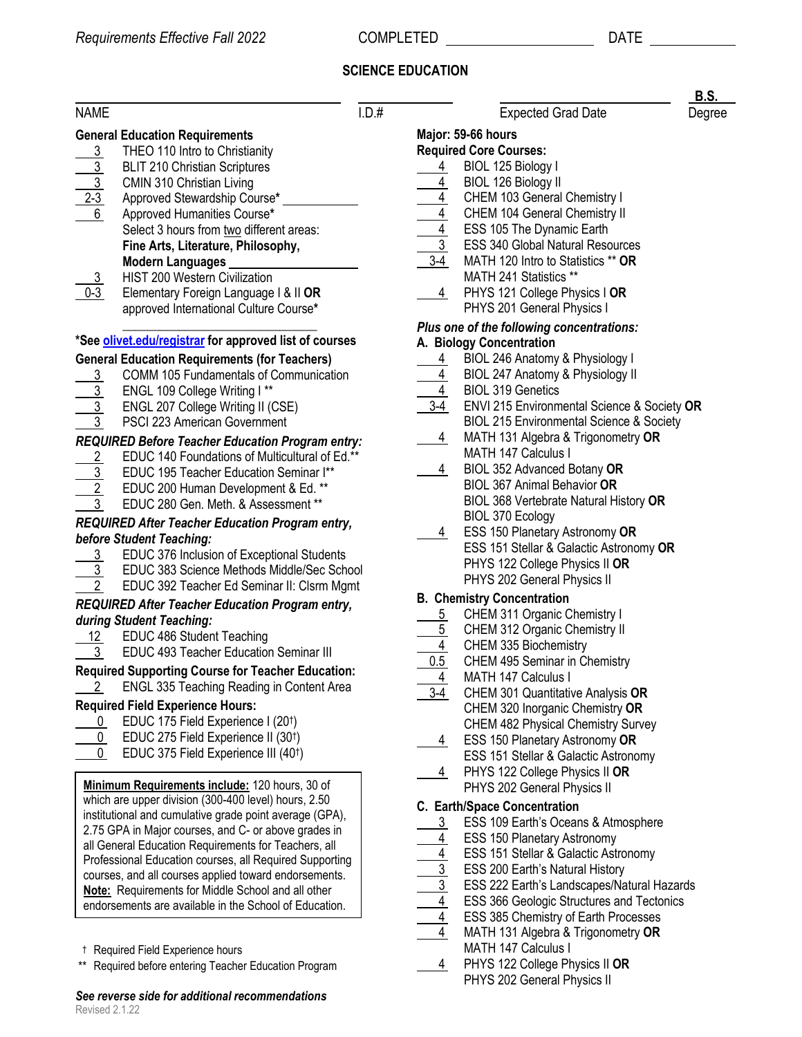*Requirements Effective Fall 2022* COMPLETED ____________ DATE ________

# SCIENCE EDUCATION

NAME ____________________ I.D.# ________ Expected Grad Date ____________ **B.S.** Degree

## General Education Requirements

- 3 THEO 110 Intro to Christianity
- 3 BLIT 210 Christian Scriptures
- 3 CMIN 310 Christian Living
- 2-3 Approved Stewardship Course* __________
- 6 Approved Humanities Course*
  Select 3 hours from two different areas:
  **Fine Arts, Literature, Philosophy, Modern Languages** __________
- 3 HIST 200 Western Civilization
- 0-3 Elementary Foreign Language I & II **OR** approved International Culture Course* __________

***See olivet.edu/registrar for approved list of courses**

## General Education Requirements (for Teachers)

- 3 COMM 105 Fundamentals of Communication
- 3 ENGL 109 College Writing I **
- 3 ENGL 207 College Writing II (CSE)
- 3 PSCI 223 American Government

### *REQUIRED Before Teacher Education Program entry:*

- 2 EDUC 140 Foundations of Multicultural of Ed.**
- 3 EDUC 195 Teacher Education Seminar I**
- 2 EDUC 200 Human Development & Ed. **
- 3 EDUC 280 Gen. Meth. & Assessment **

### *REQUIRED After Teacher Education Program entry, before Student Teaching:*

- 3 EDUC 376 Inclusion of Exceptional Students
- 3 EDUC 383 Science Methods Middle/Sec School
- 2 EDUC 392 Teacher Ed Seminar II: Clsrm Mgmt

### *REQUIRED After Teacher Education Program entry, during Student Teaching:*

- 12 EDUC 486 Student Teaching
- 3 EDUC 493 Teacher Education Seminar III

### Required Supporting Course for Teacher Education:

- 2 ENGL 335 Teaching Reading in Content Area

### Required Field Experience Hours:

- 0 EDUC 175 Field Experience I (20†)
- 0 EDUC 275 Field Experience II (30†)
- 0 EDUC 375 Field Experience III (40†)

**Minimum Requirements include:** 120 hours, 30 of which are upper division (300-400 level) hours, 2.50 institutional and cumulative grade point average (GPA), 2.75 GPA in Major courses, and C- or above grades in all General Education Requirements for Teachers, all Professional Education courses, all Required Supporting courses, and all courses applied toward endorsements. **Note:** Requirements for Middle School and all other endorsements are available in the School of Education.

† Required Field Experience hours

** Required before entering Teacher Education Program

***See reverse side for additional recommendations***

Revised 2.1.22

## Major: 59-66 hours

### Required Core Courses:

- 4 BIOL 125 Biology I
- 4 BIOL 126 Biology II
- 4 CHEM 103 General Chemistry I
- 4 CHEM 104 General Chemistry II
- 4 ESS 105 The Dynamic Earth
- 3 ESS 340 Global Natural Resources
- 3-4 MATH 120 Intro to Statistics ** **OR** MATH 241 Statistics **
- 4 PHYS 121 College Physics I **OR** PHYS 201 General Physics I

### *Plus one of the following concentrations:*

### A. Biology Concentration

- 4 BIOL 246 Anatomy & Physiology I
- 4 BIOL 247 Anatomy & Physiology II
- 4 BIOL 319 Genetics
- 3-4 ENVI 215 Environmental Science & Society **OR** BIOL 215 Environmental Science & Society
- 4 MATH 131 Algebra & Trigonometry **OR** MATH 147 Calculus I
- 4 BIOL 352 Advanced Botany **OR** BIOL 367 Animal Behavior **OR** BIOL 368 Vertebrate Natural History **OR** BIOL 370 Ecology
- 4 ESS 150 Planetary Astronomy **OR** ESS 151 Stellar & Galactic Astronomy **OR** PHYS 122 College Physics II **OR** PHYS 202 General Physics II

### B. Chemistry Concentration

- 5 CHEM 311 Organic Chemistry I
- 5 CHEM 312 Organic Chemistry II
- 4 CHEM 335 Biochemistry
- 0.5 CHEM 495 Seminar in Chemistry
- 4 MATH 147 Calculus I
- 3-4 CHEM 301 Quantitative Analysis **OR** CHEM 320 Inorganic Chemistry **OR** CHEM 482 Physical Chemistry Survey
- 4 ESS 150 Planetary Astronomy **OR** ESS 151 Stellar & Galactic Astronomy
- 4 PHYS 122 College Physics II **OR** PHYS 202 General Physics II

### C. Earth/Space Concentration

- 3 ESS 109 Earth's Oceans & Atmosphere
- 4 ESS 150 Planetary Astronomy
- 4 ESS 151 Stellar & Galactic Astronomy
- 3 ESS 200 Earth's Natural History
- 3 ESS 222 Earth's Landscapes/Natural Hazards
- 4 ESS 366 Geologic Structures and Tectonics
- 4 ESS 385 Chemistry of Earth Processes
- 4 MATH 131 Algebra & Trigonometry **OR** MATH 147 Calculus I
- 4 PHYS 122 College Physics II **OR** PHYS 202 General Physics II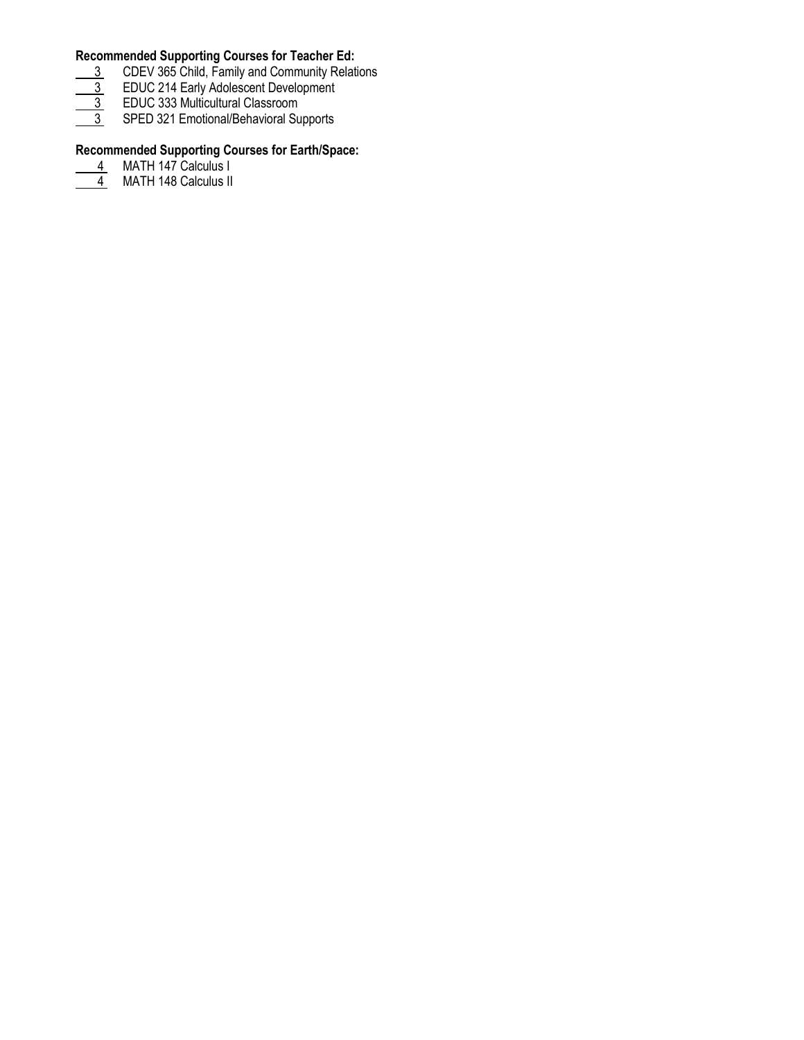**Recommended Supporting Courses for Teacher Ed:**

| | |
|---|---|
| 3 | CDEV 365 Child, Family and Community Relations |
| 3 | EDUC 214 Early Adolescent Development |
| 3 | EDUC 333 Multicultural Classroom |
| 3 | SPED 321 Emotional/Behavioral Supports |

**Recommended Supporting Courses for Earth/Space:**

| | |
|---|---|
| 4 | MATH 147 Calculus I |
| 4 | MATH 148 Calculus II |